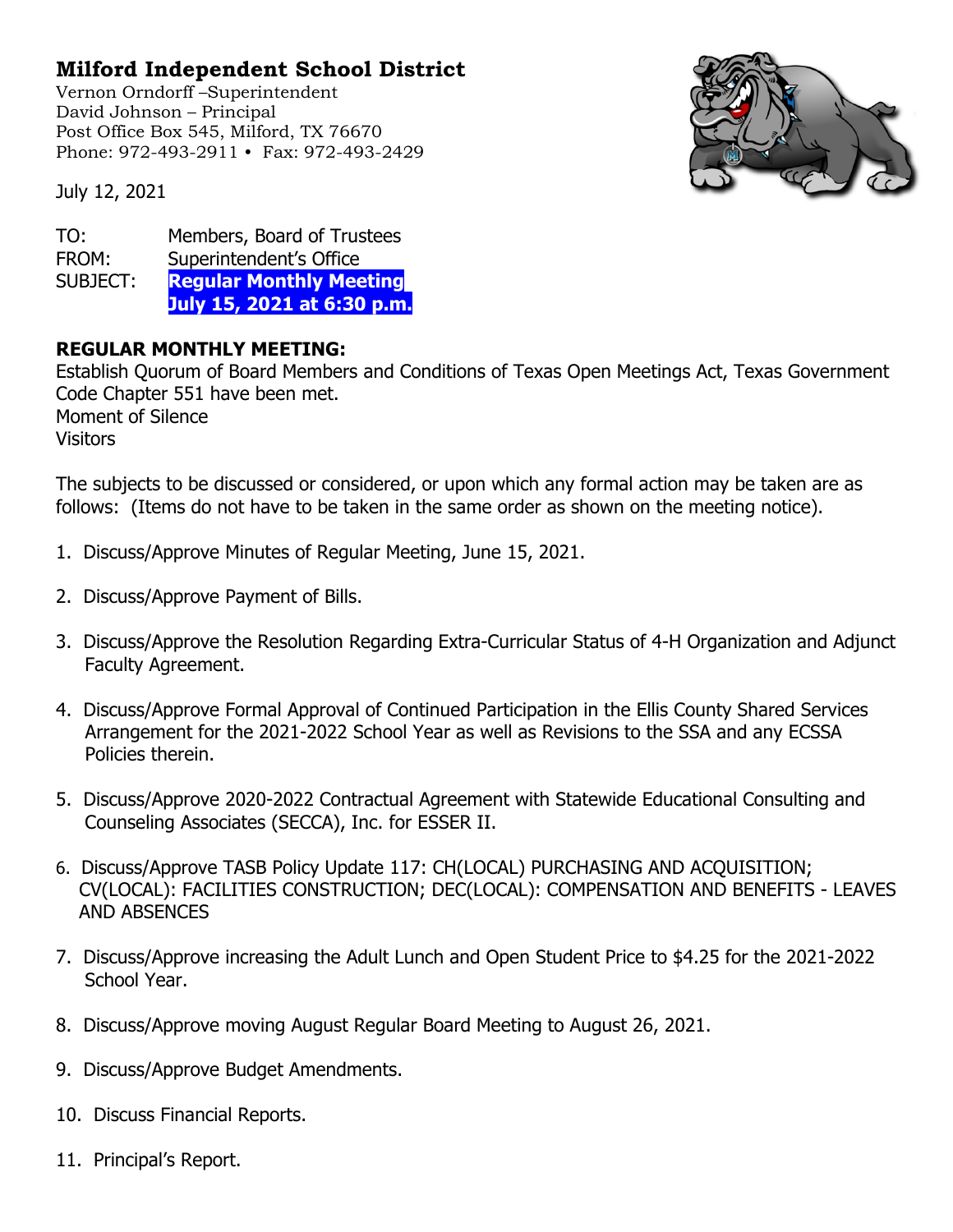# Milford Independent School District

Vernon Orndorff –Superintendent
David Johnson – Principal
Post Office Box 545, Milford, TX 76670
Phone: 972-493-2911 • Fax: 972-493-2429

July 12, 2021

TO: Members, Board of Trustees
FROM: Superintendent's Office
SUBJECT: **Regular Monthly Meeting July 15, 2021 at 6:30 p.m.**

**REGULAR MONTHLY MEETING:**
Establish Quorum of Board Members and Conditions of Texas Open Meetings Act, Texas Government Code Chapter 551 have been met.
Moment of Silence
Visitors

The subjects to be discussed or considered, or upon which any formal action may be taken are as follows: (Items do not have to be taken in the same order as shown on the meeting notice).

1. Discuss/Approve Minutes of Regular Meeting, June 15, 2021.

2. Discuss/Approve Payment of Bills.

3. Discuss/Approve the Resolution Regarding Extra-Curricular Status of 4-H Organization and Adjunct Faculty Agreement.

4. Discuss/Approve Formal Approval of Continued Participation in the Ellis County Shared Services Arrangement for the 2021-2022 School Year as well as Revisions to the SSA and any ECSSA Policies therein.

5. Discuss/Approve 2020-2022 Contractual Agreement with Statewide Educational Consulting and Counseling Associates (SECCA), Inc. for ESSER II.

6. Discuss/Approve TASB Policy Update 117: CH(LOCAL) PURCHASING AND ACQUISITION; CV(LOCAL): FACILITIES CONSTRUCTION; DEC(LOCAL): COMPENSATION AND BENEFITS - LEAVES AND ABSENCES

7. Discuss/Approve increasing the Adult Lunch and Open Student Price to $4.25 for the 2021-2022 School Year.

8. Discuss/Approve moving August Regular Board Meeting to August 26, 2021.

9. Discuss/Approve Budget Amendments.

10. Discuss Financial Reports.

11. Principal's Report.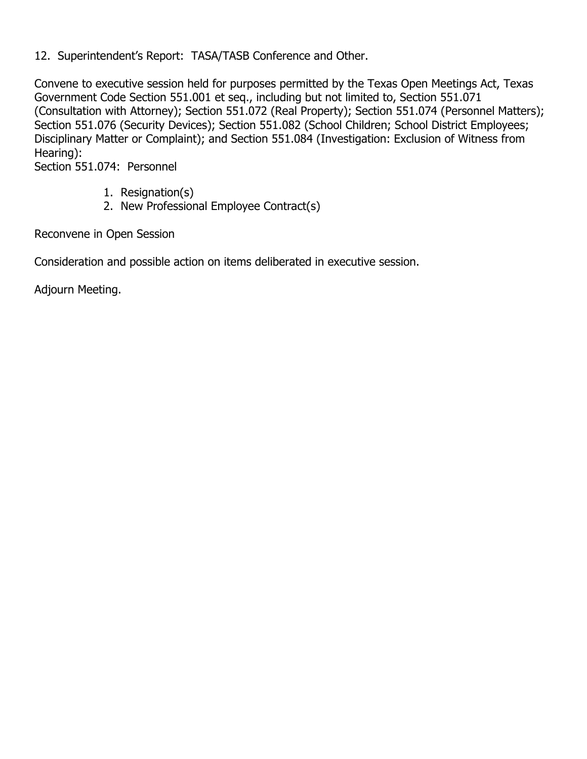12. Superintendent's Report: TASA/TASB Conference and Other.

Convene to executive session held for purposes permitted by the Texas Open Meetings Act, Texas Government Code Section 551.001 et seq., including but not limited to, Section 551.071 (Consultation with Attorney); Section 551.072 (Real Property); Section 551.074 (Personnel Matters); Section 551.076 (Security Devices); Section 551.082 (School Children; School District Employees; Disciplinary Matter or Complaint); and Section 551.084 (Investigation: Exclusion of Witness from Hearing):

Section 551.074: Personnel

1. Resignation(s)
2. New Professional Employee Contract(s)

Reconvene in Open Session

Consideration and possible action on items deliberated in executive session.

Adjourn Meeting.